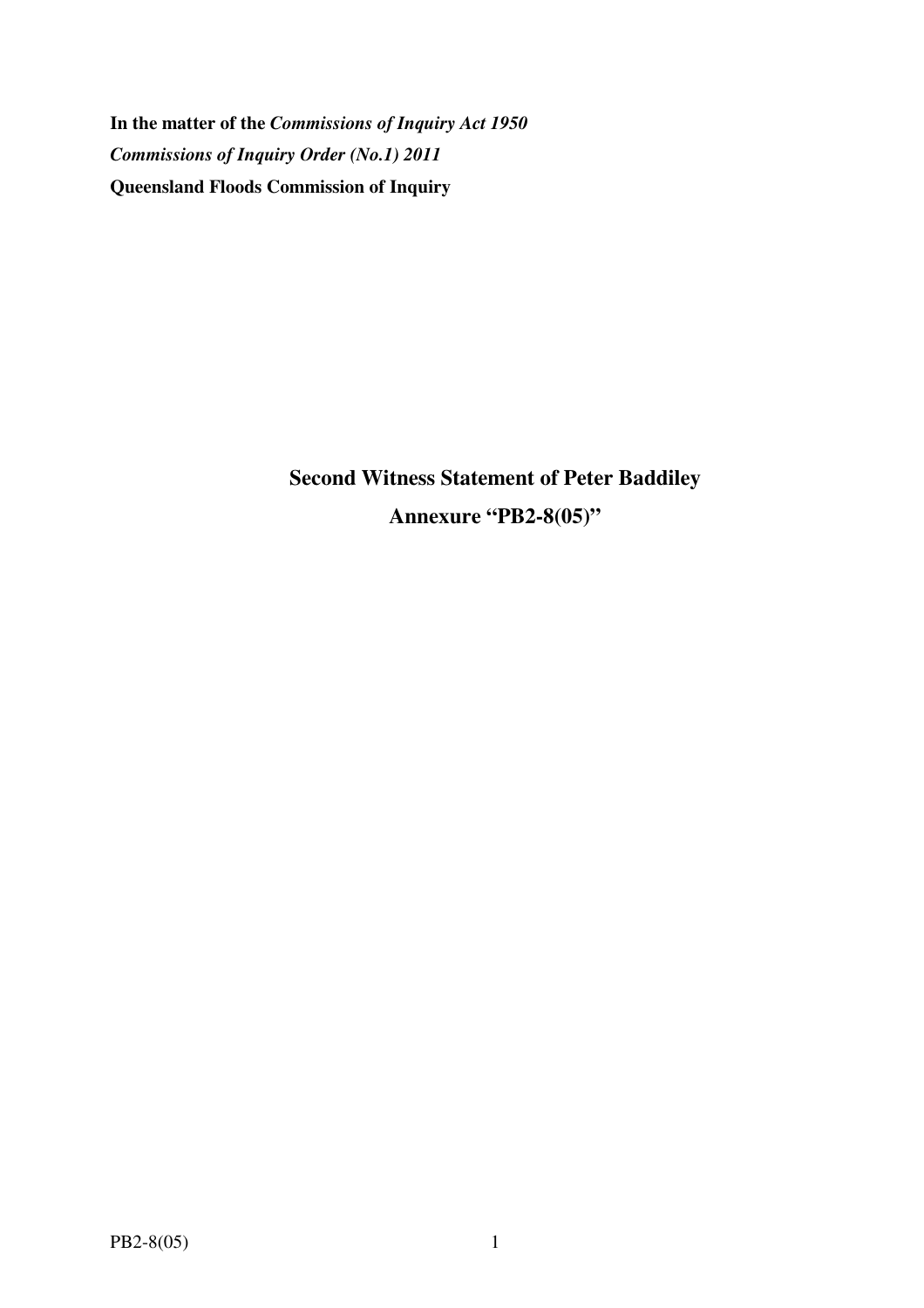**In the matter of the *Commissions of Inquiry Act 1950***

***Commissions of Inquiry Order (No.1) 2011***

**Queensland Floods Commission of Inquiry**

## Second Witness Statement of Peter Baddiley

## Annexure "PB2-8(05)"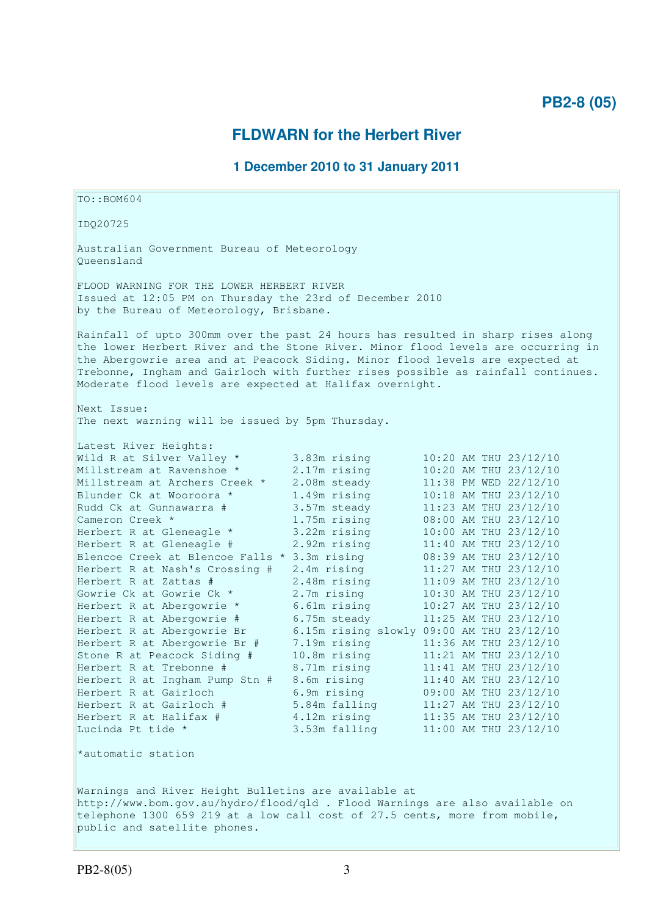**PB2-8 (05)**

## FLDWARN for the Herbert River

### 1 December 2010 to 31 January 2011

```
TO::BOM604

IDQ20725

Australian Government Bureau of Meteorology
Queensland

FLOOD WARNING FOR THE LOWER HERBERT RIVER
Issued at 12:05 PM on Thursday the 23rd of December 2010
by the Bureau of Meteorology, Brisbane.

Rainfall of upto 300mm over the past 24 hours has resulted in sharp rises along
the lower Herbert River and the Stone River. Minor flood levels are occurring in
the Abergowrie area and at Peacock Siding. Minor flood levels are expected at
Trebonne, Ingham and Gairloch with further rises possible as rainfall continues.
Moderate flood levels are expected at Halifax overnight.

Next Issue:
The next warning will be issued by 5pm Thursday.

Latest River Heights:
Wild R at Silver Valley *        3.83m rising        10:20 AM THU 23/12/10
Millstream at Ravenshoe *        2.17m rising        10:20 AM THU 23/12/10
Millstream at Archers Creek *    2.08m steady        11:38 PM WED 22/12/10
Blunder Ck at Wooroora *         1.49m rising        10:18 AM THU 23/12/10
Rudd Ck at Gunnawarra #          3.57m steady        11:23 AM THU 23/12/10
Cameron Creek *                  1.75m rising        08:00 AM THU 23/12/10
Herbert R at Gleneagle *         3.22m rising        10:00 AM THU 23/12/10
Herbert R at Gleneagle #         2.92m rising        11:40 AM THU 23/12/10
Blencoe Creek at Blencoe Falls * 3.3m rising         08:39 AM THU 23/12/10
Herbert R at Nash's Crossing #   2.4m rising         11:27 AM THU 23/12/10
Herbert R at Zattas #            2.48m rising        11:09 AM THU 23/12/10
Gowrie Ck at Gowrie Ck *         2.7m rising         10:30 AM THU 23/12/10
Herbert R at Abergowrie *        6.61m rising        10:27 AM THU 23/12/10
Herbert R at Abergowrie #        6.75m steady        11:25 AM THU 23/12/10
Herbert R at Abergowrie Br       6.15m rising slowly 09:00 AM THU 23/12/10
Herbert R at Abergowrie Br #     7.19m rising        11:36 AM THU 23/12/10
Stone R at Peacock Siding #      10.8m rising        11:21 AM THU 23/12/10
Herbert R at Trebonne #          8.71m rising        11:41 AM THU 23/12/10
Herbert R at Ingham Pump Stn #   8.6m rising         11:40 AM THU 23/12/10
Herbert R at Gairloch            6.9m rising         09:00 AM THU 23/12/10
Herbert R at Gairloch #          5.84m falling       11:27 AM THU 23/12/10
Herbert R at Halifax #           4.12m rising        11:35 AM THU 23/12/10
Lucinda Pt tide *                3.53m falling       11:00 AM THU 23/12/10

*automatic station


Warnings and River Height Bulletins are available at
http://www.bom.gov.au/hydro/flood/qld . Flood Warnings are also available on
telephone 1300 659 219 at a low call cost of 27.5 cents, more from mobile,
public and satellite phones.
```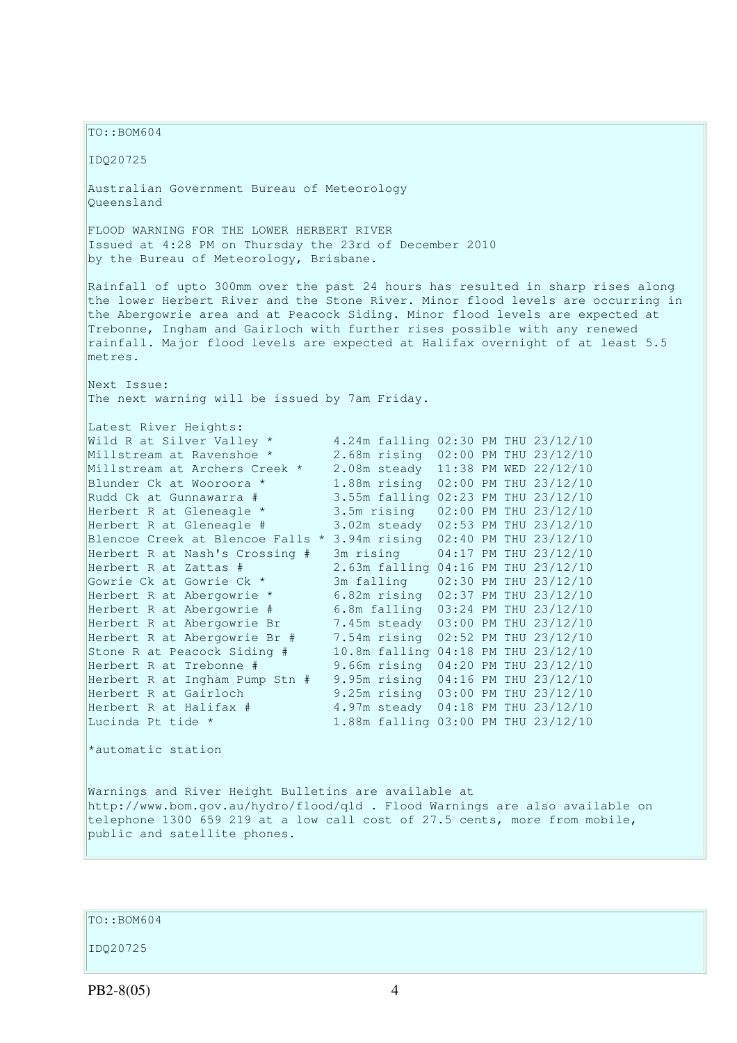TO::BOM604

IDQ20725

Australian Government Bureau of Meteorology
Queensland

FLOOD WARNING FOR THE LOWER HERBERT RIVER
Issued at 4:28 PM on Thursday the 23rd of December 2010
by the Bureau of Meteorology, Brisbane.

Rainfall of upto 300mm over the past 24 hours has resulted in sharp rises along the lower Herbert River and the Stone River. Minor flood levels are occurring in the Abergowrie area and at Peacock Siding. Minor flood levels are expected at Trebonne, Ingham and Gairloch with further rises possible with any renewed rainfall. Major flood levels are expected at Halifax overnight of at least 5.5 metres.

Next Issue:
The next warning will be issued by 7am Friday.

Latest River Heights:

```
Wild R at Silver Valley *        4.24m falling 02:30 PM THU 23/12/10
Millstream at Ravenshoe *        2.68m rising  02:00 PM THU 23/12/10
Millstream at Archers Creek *    2.08m steady  11:38 PM WED 22/12/10
Blunder Ck at Wooroora *         1.88m rising  02:00 PM THU 23/12/10
Rudd Ck at Gunnawarra #          3.55m falling 02:23 PM THU 23/12/10
Herbert R at Gleneagle *         3.5m rising   02:00 PM THU 23/12/10
Herbert R at Gleneagle #         3.02m steady  02:53 PM THU 23/12/10
Blencoe Creek at Blencoe Falls * 3.94m rising  02:40 PM THU 23/12/10
Herbert R at Nash's Crossing #   3m rising     04:17 PM THU 23/12/10
Herbert R at Zattas #            2.63m falling 04:16 PM THU 23/12/10
Gowrie Ck at Gowrie Ck *         3m falling    02:30 PM THU 23/12/10
Herbert R at Abergowrie *        6.82m rising  02:37 PM THU 23/12/10
Herbert R at Abergowrie #        6.8m falling  03:24 PM THU 23/12/10
Herbert R at Abergowrie Br       7.45m steady  03:00 PM THU 23/12/10
Herbert R at Abergowrie Br #     7.54m rising  02:52 PM THU 23/12/10
Stone R at Peacock Siding #      10.8m falling 04:18 PM THU 23/12/10
Herbert R at Trebonne #          9.66m rising  04:20 PM THU 23/12/10
Herbert R at Ingham Pump Stn #   9.95m rising  04:16 PM THU 23/12/10
Herbert R at Gairloch            9.25m rising  03:00 PM THU 23/12/10
Herbert R at Halifax #           4.97m steady  04:18 PM THU 23/12/10
Lucinda Pt tide *                1.88m falling 03:00 PM THU 23/12/10
```

*automatic station

Warnings and River Height Bulletins are available at http://www.bom.gov.au/hydro/flood/qld . Flood Warnings are also available on telephone 1300 659 219 at a low call cost of 27.5 cents, more from mobile, public and satellite phones.

TO::BOM604

IDQ20725

PB2-8(05)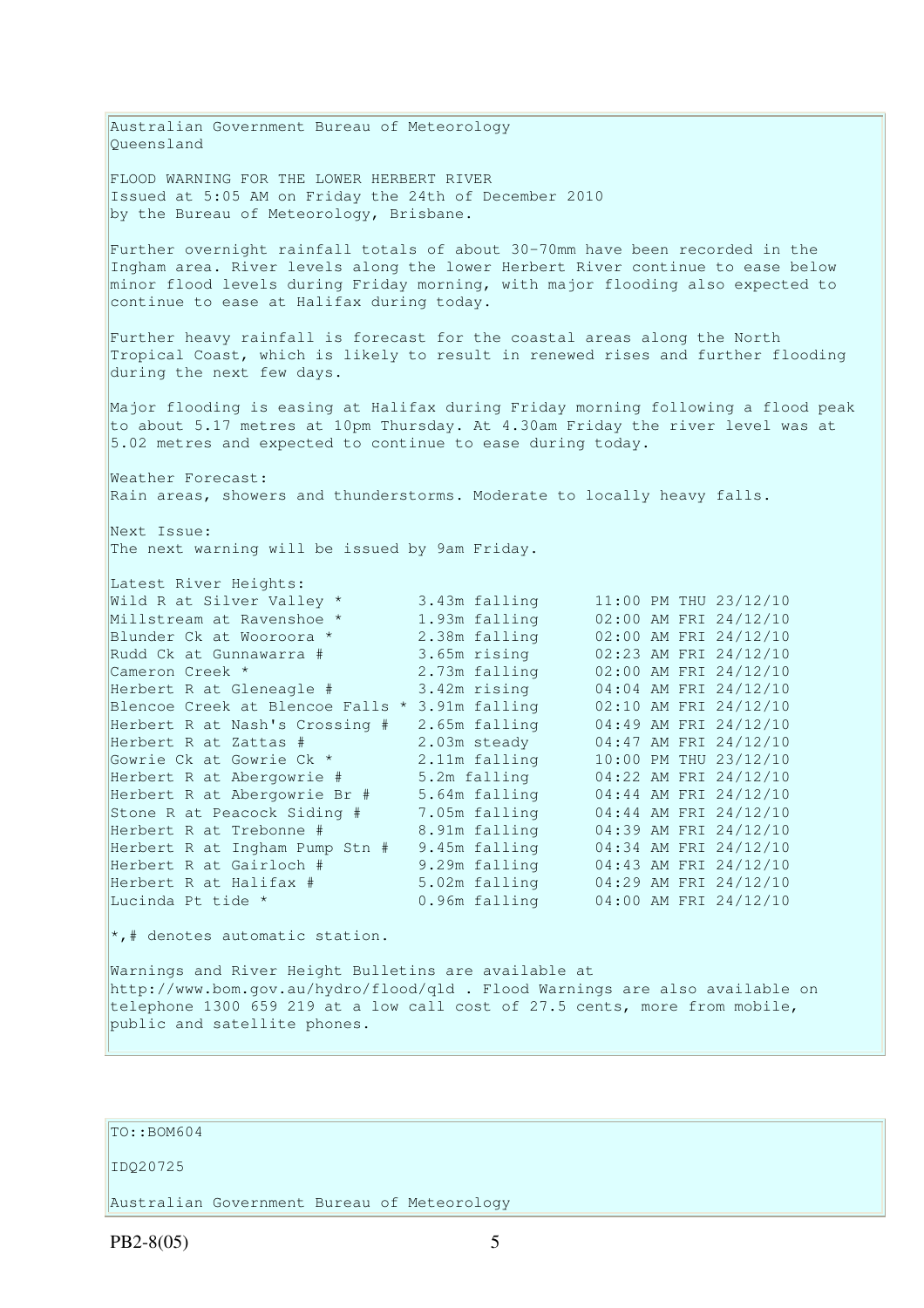Australian Government Bureau of Meteorology
Queensland

FLOOD WARNING FOR THE LOWER HERBERT RIVER
Issued at 5:05 AM on Friday the 24th of December 2010
by the Bureau of Meteorology, Brisbane.

Further overnight rainfall totals of about 30-70mm have been recorded in the Ingham area. River levels along the lower Herbert River continue to ease below minor flood levels during Friday morning, with major flooding also expected to continue to ease at Halifax during today.

Further heavy rainfall is forecast for the coastal areas along the North Tropical Coast, which is likely to result in renewed rises and further flooding during the next few days.

Major flooding is easing at Halifax during Friday morning following a flood peak to about 5.17 metres at 10pm Thursday. At 4.30am Friday the river level was at 5.02 metres and expected to continue to ease during today.

Weather Forecast:
Rain areas, showers and thunderstorms. Moderate to locally heavy falls.

Next Issue:
The next warning will be issued by 9am Friday.

Latest River Heights:

| Station | Height | Time |
|---|---|---|
| Wild R at Silver Valley * | 3.43m falling | 11:00 PM THU 23/12/10 |
| Millstream at Ravenshoe * | 1.93m falling | 02:00 AM FRI 24/12/10 |
| Blunder Ck at Wooroora * | 2.38m falling | 02:00 AM FRI 24/12/10 |
| Rudd Ck at Gunnawarra # | 3.65m rising | 02:23 AM FRI 24/12/10 |
| Cameron Creek * | 2.73m falling | 02:00 AM FRI 24/12/10 |
| Herbert R at Gleneagle # | 3.42m rising | 04:04 AM FRI 24/12/10 |
| Blencoe Creek at Blencoe Falls * | 3.91m falling | 02:10 AM FRI 24/12/10 |
| Herbert R at Nash's Crossing # | 2.65m falling | 04:49 AM FRI 24/12/10 |
| Herbert R at Zattas # | 2.03m steady | 04:47 AM FRI 24/12/10 |
| Gowrie Ck at Gowrie Ck * | 2.11m falling | 10:00 PM THU 23/12/10 |
| Herbert R at Abergowrie # | 5.2m falling | 04:22 AM FRI 24/12/10 |
| Herbert R at Abergowrie Br # | 5.64m falling | 04:44 AM FRI 24/12/10 |
| Stone R at Peacock Siding # | 7.05m falling | 04:44 AM FRI 24/12/10 |
| Herbert R at Trebonne # | 8.91m falling | 04:39 AM FRI 24/12/10 |
| Herbert R at Ingham Pump Stn # | 9.45m falling | 04:34 AM FRI 24/12/10 |
| Herbert R at Gairloch # | 9.29m falling | 04:43 AM FRI 24/12/10 |
| Herbert R at Halifax # | 5.02m falling | 04:29 AM FRI 24/12/10 |
| Lucinda Pt tide * | 0.96m falling | 04:00 AM FRI 24/12/10 |

*,# denotes automatic station.

Warnings and River Height Bulletins are available at http://www.bom.gov.au/hydro/flood/qld . Flood Warnings are also available on telephone 1300 659 219 at a low call cost of 27.5 cents, more from mobile, public and satellite phones.

TO::BOM604

IDQ20725

Australian Government Bureau of Meteorology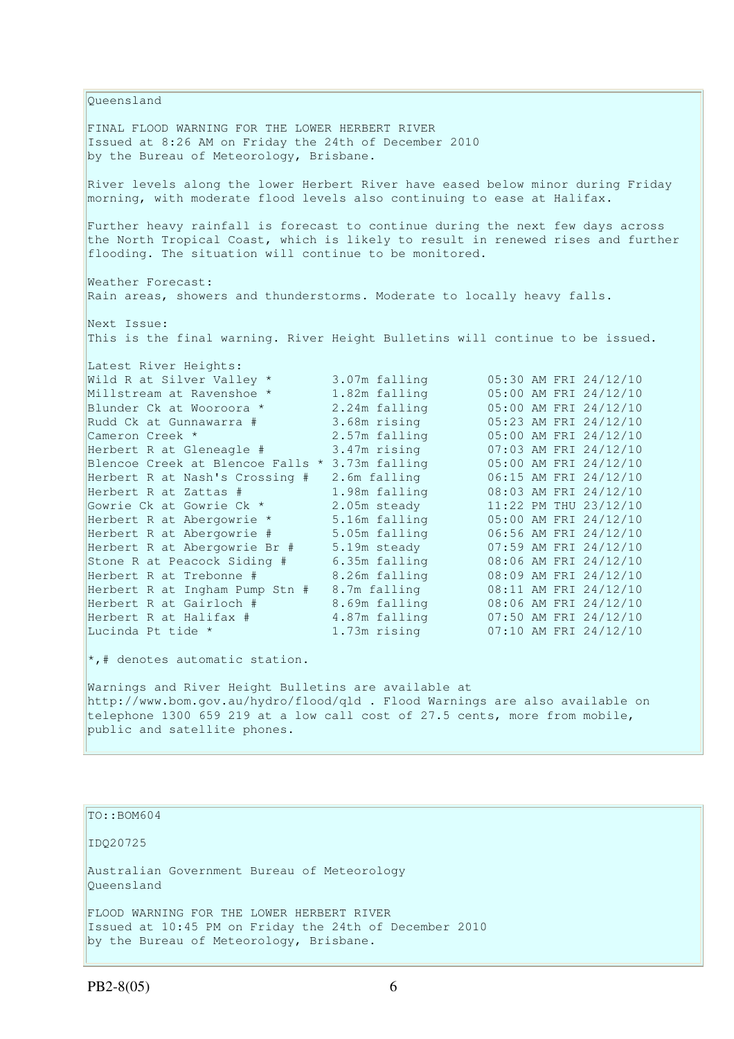Queensland

FINAL FLOOD WARNING FOR THE LOWER HERBERT RIVER
Issued at 8:26 AM on Friday the 24th of December 2010
by the Bureau of Meteorology, Brisbane.

River levels along the lower Herbert River have eased below minor during Friday morning, with moderate flood levels also continuing to ease at Halifax.

Further heavy rainfall is forecast to continue during the next few days across the North Tropical Coast, which is likely to result in renewed rises and further flooding. The situation will continue to be monitored.

Weather Forecast:
Rain areas, showers and thunderstorms. Moderate to locally heavy falls.

Next Issue:
This is the final warning. River Height Bulletins will continue to be issued.

Latest River Heights:

```
Wild R at Silver Valley *        3.07m falling        05:30 AM FRI 24/12/10
Millstream at Ravenshoe *        1.82m falling        05:00 AM FRI 24/12/10
Blunder Ck at Wooroora *         2.24m falling        05:00 AM FRI 24/12/10
Rudd Ck at Gunnawarra #          3.68m rising         05:23 AM FRI 24/12/10
Cameron Creek *                  2.57m falling        05:00 AM FRI 24/12/10
Herbert R at Gleneagle #         3.47m rising         07:03 AM FRI 24/12/10
Blencoe Creek at Blencoe Falls * 3.73m falling        05:00 AM FRI 24/12/10
Herbert R at Nash's Crossing #   2.6m falling         06:15 AM FRI 24/12/10
Herbert R at Zattas #            1.98m falling        08:03 AM FRI 24/12/10
Gowrie Ck at Gowrie Ck *         2.05m steady         11:22 PM THU 23/12/10
Herbert R at Abergowrie *        5.16m falling        05:00 AM FRI 24/12/10
Herbert R at Abergowrie #        5.05m falling        06:56 AM FRI 24/12/10
Herbert R at Abergowrie Br #     5.19m steady         07:59 AM FRI 24/12/10
Stone R at Peacock Siding #      6.35m falling        08:06 AM FRI 24/12/10
Herbert R at Trebonne #          8.26m falling        08:09 AM FRI 24/12/10
Herbert R at Ingham Pump Stn #   8.7m falling         08:11 AM FRI 24/12/10
Herbert R at Gairloch #          8.69m falling        08:06 AM FRI 24/12/10
Herbert R at Halifax #           4.87m falling        07:50 AM FRI 24/12/10
Lucinda Pt tide *                1.73m rising         07:10 AM FRI 24/12/10
```

*,# denotes automatic station.

Warnings and River Height Bulletins are available at http://www.bom.gov.au/hydro/flood/qld . Flood Warnings are also available on telephone 1300 659 219 at a low call cost of 27.5 cents, more from mobile, public and satellite phones.

TO::BOM604

IDQ20725

Australian Government Bureau of Meteorology
Queensland

FLOOD WARNING FOR THE LOWER HERBERT RIVER
Issued at 10:45 PM on Friday the 24th of December 2010
by the Bureau of Meteorology, Brisbane.

PB2-8(05)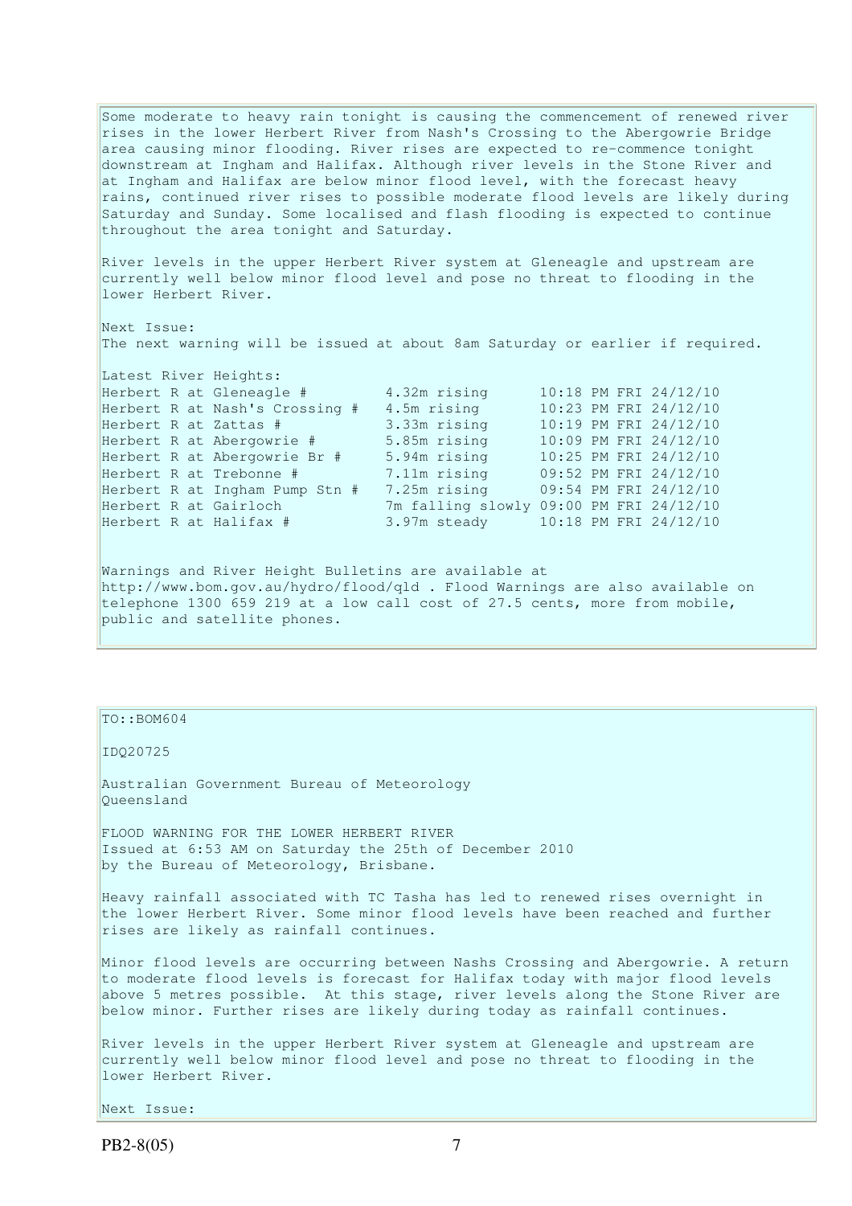Some moderate to heavy rain tonight is causing the commencement of renewed river rises in the lower Herbert River from Nash's Crossing to the Abergowrie Bridge area causing minor flooding. River rises are expected to re-commence tonight downstream at Ingham and Halifax. Although river levels in the Stone River and at Ingham and Halifax are below minor flood level, with the forecast heavy rains, continued river rises to possible moderate flood levels are likely during Saturday and Sunday. Some localised and flash flooding is expected to continue throughout the area tonight and Saturday.

River levels in the upper Herbert River system at Gleneagle and upstream are currently well below minor flood level and pose no threat to flooding in the lower Herbert River.

Next Issue:
The next warning will be issued at about 8am Saturday or earlier if required.

Latest River Heights:

| | | |
|---|---|---|
| Herbert R at Gleneagle # | 4.32m rising | 10:18 PM FRI 24/12/10 |
| Herbert R at Nash's Crossing # | 4.5m rising | 10:23 PM FRI 24/12/10 |
| Herbert R at Zattas # | 3.33m rising | 10:19 PM FRI 24/12/10 |
| Herbert R at Abergowrie # | 5.85m rising | 10:09 PM FRI 24/12/10 |
| Herbert R at Abergowrie Br # | 5.94m rising | 10:25 PM FRI 24/12/10 |
| Herbert R at Trebonne # | 7.11m rising | 09:52 PM FRI 24/12/10 |
| Herbert R at Ingham Pump Stn # | 7.25m rising | 09:54 PM FRI 24/12/10 |
| Herbert R at Gairloch | 7m falling slowly | 09:00 PM FRI 24/12/10 |
| Herbert R at Halifax # | 3.97m steady | 10:18 PM FRI 24/12/10 |

Warnings and River Height Bulletins are available at http://www.bom.gov.au/hydro/flood/qld . Flood Warnings are also available on telephone 1300 659 219 at a low call cost of 27.5 cents, more from mobile, public and satellite phones.

TO::BOM604

IDQ20725

Australian Government Bureau of Meteorology
Queensland

FLOOD WARNING FOR THE LOWER HERBERT RIVER
Issued at 6:53 AM on Saturday the 25th of December 2010
by the Bureau of Meteorology, Brisbane.

Heavy rainfall associated with TC Tasha has led to renewed rises overnight in the lower Herbert River. Some minor flood levels have been reached and further rises are likely as rainfall continues.

Minor flood levels are occurring between Nashs Crossing and Abergowrie. A return to moderate flood levels is forecast for Halifax today with major flood levels above 5 metres possible. At this stage, river levels along the Stone River are below minor. Further rises are likely during today as rainfall continues.

River levels in the upper Herbert River system at Gleneagle and upstream are currently well below minor flood level and pose no threat to flooding in the lower Herbert River.

Next Issue: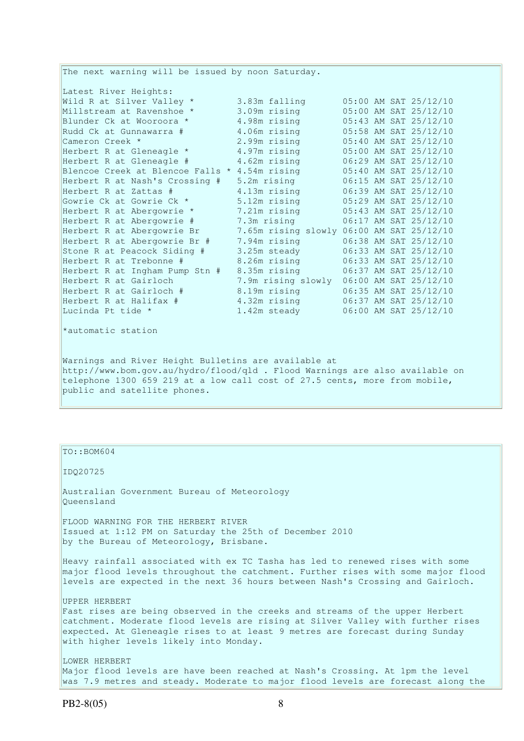The next warning will be issued by noon Saturday.

Latest River Heights:

| Station | Height | Time |
| --- | --- | --- |
| Wild R at Silver Valley * | 3.83m falling | 05:00 AM SAT 25/12/10 |
| Millstream at Ravenshoe * | 3.09m rising | 05:00 AM SAT 25/12/10 |
| Blunder Ck at Wooroora * | 4.98m rising | 05:43 AM SAT 25/12/10 |
| Rudd Ck at Gunnawarra # | 4.06m rising | 05:58 AM SAT 25/12/10 |
| Cameron Creek * | 2.99m rising | 05:40 AM SAT 25/12/10 |
| Herbert R at Gleneagle * | 4.97m rising | 05:00 AM SAT 25/12/10 |
| Herbert R at Gleneagle # | 4.62m rising | 06:29 AM SAT 25/12/10 |
| Blencoe Creek at Blencoe Falls * | 4.54m rising | 05:40 AM SAT 25/12/10 |
| Herbert R at Nash's Crossing # | 5.2m rising | 06:15 AM SAT 25/12/10 |
| Herbert R at Zattas # | 4.13m rising | 06:39 AM SAT 25/12/10 |
| Gowrie Ck at Gowrie Ck * | 5.12m rising | 05:29 AM SAT 25/12/10 |
| Herbert R at Abergowrie * | 7.21m rising | 05:43 AM SAT 25/12/10 |
| Herbert R at Abergowrie # | 7.3m rising | 06:17 AM SAT 25/12/10 |
| Herbert R at Abergowrie Br | 7.65m rising slowly | 06:00 AM SAT 25/12/10 |
| Herbert R at Abergowrie Br # | 7.94m rising | 06:38 AM SAT 25/12/10 |
| Stone R at Peacock Siding # | 3.25m steady | 06:33 AM SAT 25/12/10 |
| Herbert R at Trebonne # | 8.26m rising | 06:33 AM SAT 25/12/10 |
| Herbert R at Ingham Pump Stn # | 8.35m rising | 06:37 AM SAT 25/12/10 |
| Herbert R at Gairloch | 7.9m rising slowly | 06:00 AM SAT 25/12/10 |
| Herbert R at Gairloch # | 8.19m rising | 06:35 AM SAT 25/12/10 |
| Herbert R at Halifax # | 4.32m rising | 06:37 AM SAT 25/12/10 |
| Lucinda Pt tide * | 1.42m steady | 06:00 AM SAT 25/12/10 |

*automatic station

Warnings and River Height Bulletins are available at http://www.bom.gov.au/hydro/flood/qld . Flood Warnings are also available on telephone 1300 659 219 at a low call cost of 27.5 cents, more from mobile, public and satellite phones.

---

TO::BOM604

IDQ20725

Australian Government Bureau of Meteorology
Queensland

FLOOD WARNING FOR THE HERBERT RIVER
Issued at 1:12 PM on Saturday the 25th of December 2010
by the Bureau of Meteorology, Brisbane.

Heavy rainfall associated with ex TC Tasha has led to renewed rises with some major flood levels throughout the catchment. Further rises with some major flood levels are expected in the next 36 hours between Nash's Crossing and Gairloch.

UPPER HERBERT
Fast rises are being observed in the creeks and streams of the upper Herbert catchment. Moderate flood levels are rising at Silver Valley with further rises expected. At Gleneagle rises to at least 9 metres are forecast during Sunday with higher levels likely into Monday.

LOWER HERBERT
Major flood levels are have been reached at Nash's Crossing. At 1pm the level was 7.9 metres and steady. Moderate to major flood levels are forecast along the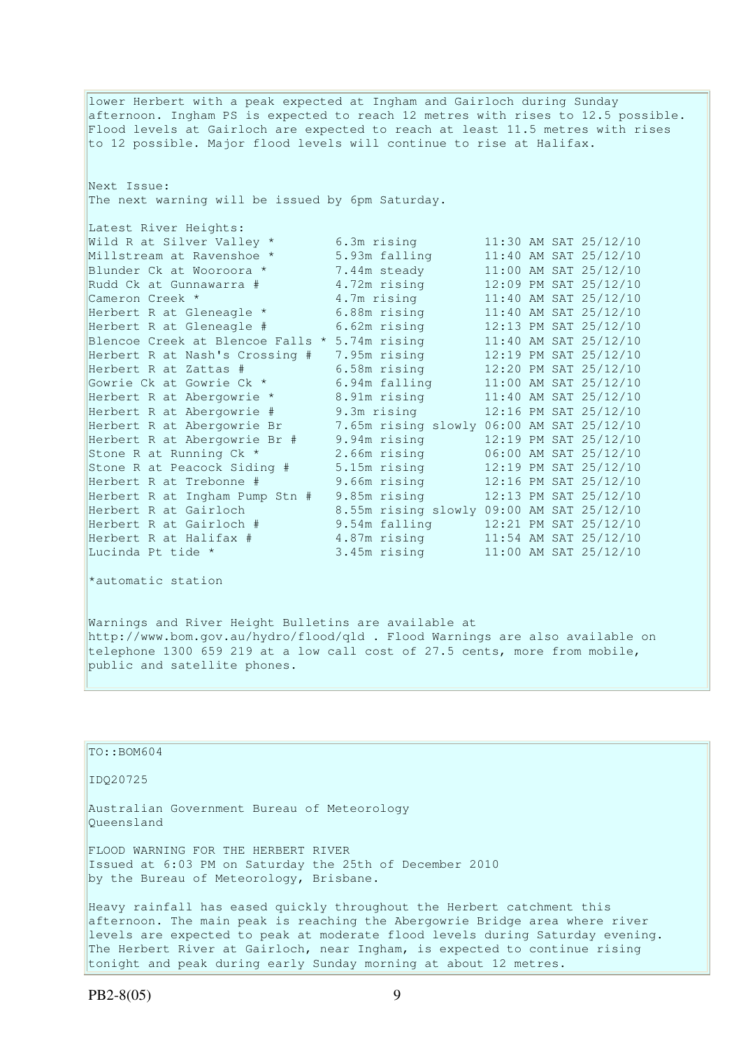lower Herbert with a peak expected at Ingham and Gairloch during Sunday afternoon. Ingham PS is expected to reach 12 metres with rises to 12.5 possible. Flood levels at Gairloch are expected to reach at least 11.5 metres with rises to 12 possible. Major flood levels will continue to rise at Halifax.

Next Issue:
The next warning will be issued by 6pm Saturday.

Latest River Heights:

| Station | Height | Time |
|---|---|---|
| Wild R at Silver Valley * | 6.3m rising | 11:30 AM SAT 25/12/10 |
| Millstream at Ravenshoe * | 5.93m falling | 11:40 AM SAT 25/12/10 |
| Blunder Ck at Wooroora * | 7.44m steady | 11:00 AM SAT 25/12/10 |
| Rudd Ck at Gunnawarra # | 4.72m rising | 12:09 PM SAT 25/12/10 |
| Cameron Creek * | 4.7m rising | 11:40 AM SAT 25/12/10 |
| Herbert R at Gleneagle * | 6.88m rising | 11:40 AM SAT 25/12/10 |
| Herbert R at Gleneagle # | 6.62m rising | 12:13 PM SAT 25/12/10 |
| Blencoe Creek at Blencoe Falls * | 5.74m rising | 11:40 AM SAT 25/12/10 |
| Herbert R at Nash's Crossing # | 7.95m rising | 12:19 PM SAT 25/12/10 |
| Herbert R at Zattas # | 6.58m rising | 12:20 PM SAT 25/12/10 |
| Gowrie Ck at Gowrie Ck * | 6.94m falling | 11:00 AM SAT 25/12/10 |
| Herbert R at Abergowrie * | 8.91m rising | 11:40 AM SAT 25/12/10 |
| Herbert R at Abergowrie # | 9.3m rising | 12:16 PM SAT 25/12/10 |
| Herbert R at Abergowrie Br | 7.65m rising slowly | 06:00 AM SAT 25/12/10 |
| Herbert R at Abergowrie Br # | 9.94m rising | 12:19 PM SAT 25/12/10 |
| Stone R at Running Ck * | 2.66m rising | 06:00 AM SAT 25/12/10 |
| Stone R at Peacock Siding # | 5.15m rising | 12:19 PM SAT 25/12/10 |
| Herbert R at Trebonne # | 9.66m rising | 12:16 PM SAT 25/12/10 |
| Herbert R at Ingham Pump Stn # | 9.85m rising | 12:13 PM SAT 25/12/10 |
| Herbert R at Gairloch | 8.55m rising slowly | 09:00 AM SAT 25/12/10 |
| Herbert R at Gairloch # | 9.54m falling | 12:21 PM SAT 25/12/10 |
| Herbert R at Halifax # | 4.87m rising | 11:54 AM SAT 25/12/10 |
| Lucinda Pt tide * | 3.45m rising | 11:00 AM SAT 25/12/10 |

*automatic station

Warnings and River Height Bulletins are available at http://www.bom.gov.au/hydro/flood/qld . Flood Warnings are also available on telephone 1300 659 219 at a low call cost of 27.5 cents, more from mobile, public and satellite phones.

---

TO::BOM604

IDQ20725

Australian Government Bureau of Meteorology
Queensland

FLOOD WARNING FOR THE HERBERT RIVER
Issued at 6:03 PM on Saturday the 25th of December 2010
by the Bureau of Meteorology, Brisbane.

Heavy rainfall has eased quickly throughout the Herbert catchment this afternoon. The main peak is reaching the Abergowrie Bridge area where river levels are expected to peak at moderate flood levels during Saturday evening. The Herbert River at Gairloch, near Ingham, is expected to continue rising tonight and peak during early Sunday morning at about 12 metres.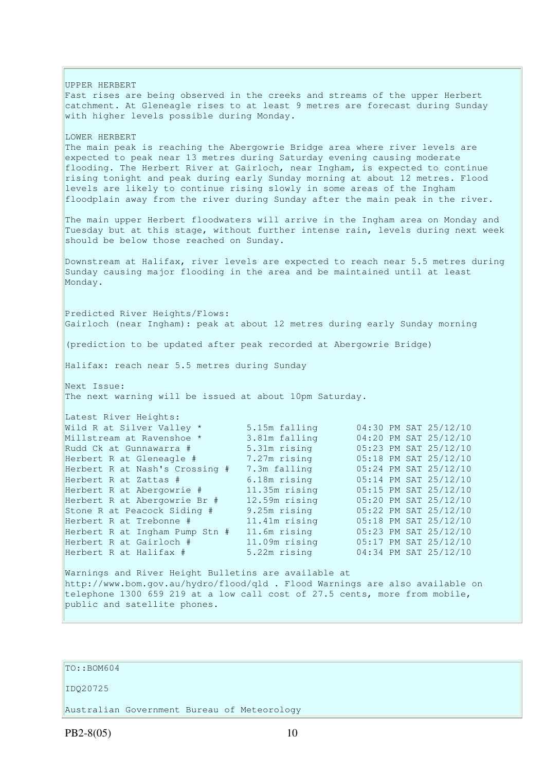UPPER HERBERT
Fast rises are being observed in the creeks and streams of the upper Herbert catchment. At Gleneagle rises to at least 9 metres are forecast during Sunday with higher levels possible during Monday.

LOWER HERBERT
The main peak is reaching the Abergowrie Bridge area where river levels are expected to peak near 13 metres during Saturday evening causing moderate flooding. The Herbert River at Gairloch, near Ingham, is expected to continue rising tonight and peak during early Sunday morning at about 12 metres. Flood levels are likely to continue rising slowly in some areas of the Ingham floodplain away from the river during Sunday after the main peak in the river.

The main upper Herbert floodwaters will arrive in the Ingham area on Monday and Tuesday but at this stage, without further intense rain, levels during next week should be below those reached on Sunday.

Downstream at Halifax, river levels are expected to reach near 5.5 metres during Sunday causing major flooding in the area and be maintained until at least Monday.

Predicted River Heights/Flows:
Gairloch (near Ingham): peak at about 12 metres during early Sunday morning

(prediction to be updated after peak recorded at Abergowrie Bridge)

Halifax: reach near 5.5 metres during Sunday

Next Issue:
The next warning will be issued at about 10pm Saturday.

Latest River Heights:

| Location | Height | Time |
|---|---|---|
| Wild R at Silver Valley * | 5.15m falling | 04:30 PM SAT 25/12/10 |
| Millstream at Ravenshoe * | 3.81m falling | 04:20 PM SAT 25/12/10 |
| Rudd Ck at Gunnawarra # | 5.31m rising | 05:23 PM SAT 25/12/10 |
| Herbert R at Gleneagle # | 7.27m rising | 05:18 PM SAT 25/12/10 |
| Herbert R at Nash's Crossing # | 7.3m falling | 05:24 PM SAT 25/12/10 |
| Herbert R at Zattas # | 6.18m rising | 05:14 PM SAT 25/12/10 |
| Herbert R at Abergowrie # | 11.35m rising | 05:15 PM SAT 25/12/10 |
| Herbert R at Abergowrie Br # | 12.59m rising | 05:20 PM SAT 25/12/10 |
| Stone R at Peacock Siding # | 9.25m rising | 05:22 PM SAT 25/12/10 |
| Herbert R at Trebonne # | 11.41m rising | 05:18 PM SAT 25/12/10 |
| Herbert R at Ingham Pump Stn # | 11.6m rising | 05:23 PM SAT 25/12/10 |
| Herbert R at Gairloch # | 11.09m rising | 05:17 PM SAT 25/12/10 |
| Herbert R at Halifax # | 5.22m rising | 04:34 PM SAT 25/12/10 |

Warnings and River Height Bulletins are available at http://www.bom.gov.au/hydro/flood/qld . Flood Warnings are also available on telephone 1300 659 219 at a low call cost of 27.5 cents, more from mobile, public and satellite phones.

TO::BOM604

IDQ20725

Australian Government Bureau of Meteorology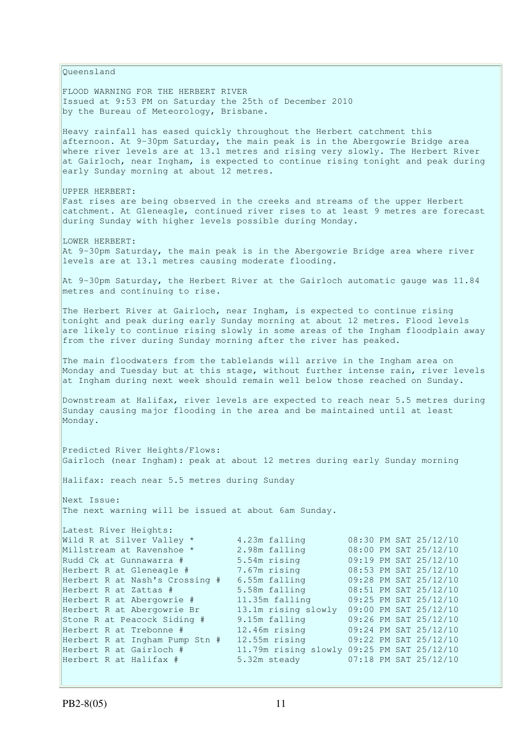Queensland

FLOOD WARNING FOR THE HERBERT RIVER
Issued at 9:53 PM on Saturday the 25th of December 2010
by the Bureau of Meteorology, Brisbane.

Heavy rainfall has eased quickly throughout the Herbert catchment this afternoon. At 9-30pm Saturday, the main peak is in the Abergowrie Bridge area where river levels are at 13.1 metres and rising very slowly. The Herbert River at Gairloch, near Ingham, is expected to continue rising tonight and peak during early Sunday morning at about 12 metres.

UPPER HERBERT:
Fast rises are being observed in the creeks and streams of the upper Herbert catchment. At Gleneagle, continued river rises to at least 9 metres are forecast during Sunday with higher levels possible during Monday.

LOWER HERBERT:
At 9-30pm Saturday, the main peak is in the Abergowrie Bridge area where river levels are at 13.1 metres causing moderate flooding.

At 9-30pm Saturday, the Herbert River at the Gairloch automatic gauge was 11.84 metres and continuing to rise.

The Herbert River at Gairloch, near Ingham, is expected to continue rising tonight and peak during early Sunday morning at about 12 metres. Flood levels are likely to continue rising slowly in some areas of the Ingham floodplain away from the river during Sunday morning after the river has peaked.

The main floodwaters from the tablelands will arrive in the Ingham area on Monday and Tuesday but at this stage, without further intense rain, river levels at Ingham during next week should remain well below those reached on Sunday.

Downstream at Halifax, river levels are expected to reach near 5.5 metres during Sunday causing major flooding in the area and be maintained until at least Monday.

Predicted River Heights/Flows:
Gairloch (near Ingham): peak at about 12 metres during early Sunday morning

Halifax: reach near 5.5 metres during Sunday

Next Issue:
The next warning will be issued at about 6am Sunday.

Latest River Heights:

| Location | Height | Time |
|---|---|---|
| Wild R at Silver Valley * | 4.23m falling | 08:30 PM SAT 25/12/10 |
| Millstream at Ravenshoe * | 2.98m falling | 08:00 PM SAT 25/12/10 |
| Rudd Ck at Gunnawarra # | 5.54m rising | 09:19 PM SAT 25/12/10 |
| Herbert R at Gleneagle # | 7.67m rising | 08:53 PM SAT 25/12/10 |
| Herbert R at Nash's Crossing # | 6.55m falling | 09:28 PM SAT 25/12/10 |
| Herbert R at Zattas # | 5.58m falling | 08:51 PM SAT 25/12/10 |
| Herbert R at Abergowrie # | 11.35m falling | 09:25 PM SAT 25/12/10 |
| Herbert R at Abergowrie Br | 13.1m rising slowly | 09:00 PM SAT 25/12/10 |
| Stone R at Peacock Siding # | 9.15m falling | 09:26 PM SAT 25/12/10 |
| Herbert R at Trebonne # | 12.46m rising | 09:24 PM SAT 25/12/10 |
| Herbert R at Ingham Pump Stn # | 12.55m rising | 09:22 PM SAT 25/12/10 |
| Herbert R at Gairloch # | 11.79m rising slowly | 09:25 PM SAT 25/12/10 |
| Herbert R at Halifax # | 5.32m steady | 07:18 PM SAT 25/12/10 |

PB2-8(05)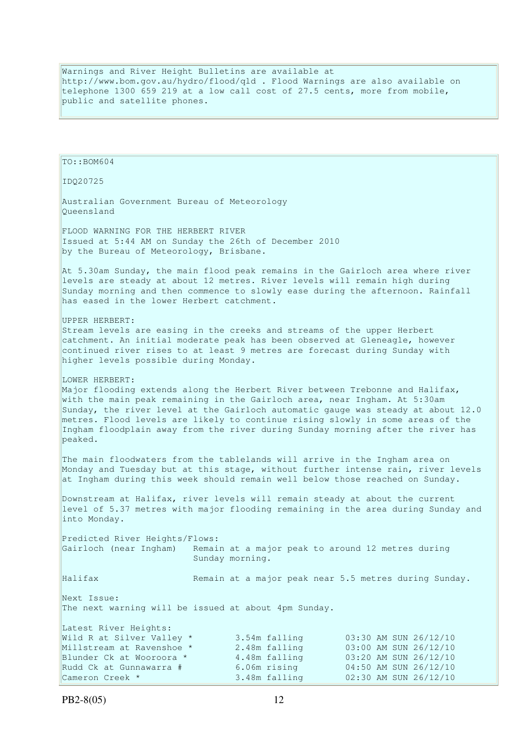Warnings and River Height Bulletins are available at http://www.bom.gov.au/hydro/flood/qld . Flood Warnings are also available on telephone 1300 659 219 at a low call cost of 27.5 cents, more from mobile, public and satellite phones.

TO::BOM604

IDQ20725

Australian Government Bureau of Meteorology
Queensland

FLOOD WARNING FOR THE HERBERT RIVER
Issued at 5:44 AM on Sunday the 26th of December 2010
by the Bureau of Meteorology, Brisbane.

At 5.30am Sunday, the main flood peak remains in the Gairloch area where river levels are steady at about 12 metres. River levels will remain high during Sunday morning and then commence to slowly ease during the afternoon. Rainfall has eased in the lower Herbert catchment.

UPPER HERBERT:
Stream levels are easing in the creeks and streams of the upper Herbert catchment. An initial moderate peak has been observed at Gleneagle, however continued river rises to at least 9 metres are forecast during Sunday with higher levels possible during Monday.

LOWER HERBERT:
Major flooding extends along the Herbert River between Trebonne and Halifax, with the main peak remaining in the Gairloch area, near Ingham. At 5:30am Sunday, the river level at the Gairloch automatic gauge was steady at about 12.0 metres. Flood levels are likely to continue rising slowly in some areas of the Ingham floodplain away from the river during Sunday morning after the river has peaked.

The main floodwaters from the tablelands will arrive in the Ingham area on Monday and Tuesday but at this stage, without further intense rain, river levels at Ingham during this week should remain well below those reached on Sunday.

Downstream at Halifax, river levels will remain steady at about the current level of 5.37 metres with major flooding remaining in the area during Sunday and into Monday.

Predicted River Heights/Flows:

| | |
|---|---|
| Gairloch (near Ingham) | Remain at a major peak to around 12 metres during Sunday morning. |
| Halifax | Remain at a major peak near 5.5 metres during Sunday. |

Next Issue:
The next warning will be issued at about 4pm Sunday.

Latest River Heights:

| | | |
|---|---|---|
| Wild R at Silver Valley * | 3.54m falling | 03:30 AM SUN 26/12/10 |
| Millstream at Ravenshoe * | 2.48m falling | 03:00 AM SUN 26/12/10 |
| Blunder Ck at Wooroora * | 4.48m falling | 03:20 AM SUN 26/12/10 |
| Rudd Ck at Gunnawarra # | 6.06m rising | 04:50 AM SUN 26/12/10 |
| Cameron Creek * | 3.48m falling | 02:30 AM SUN 26/12/10 |

PB2-8(05)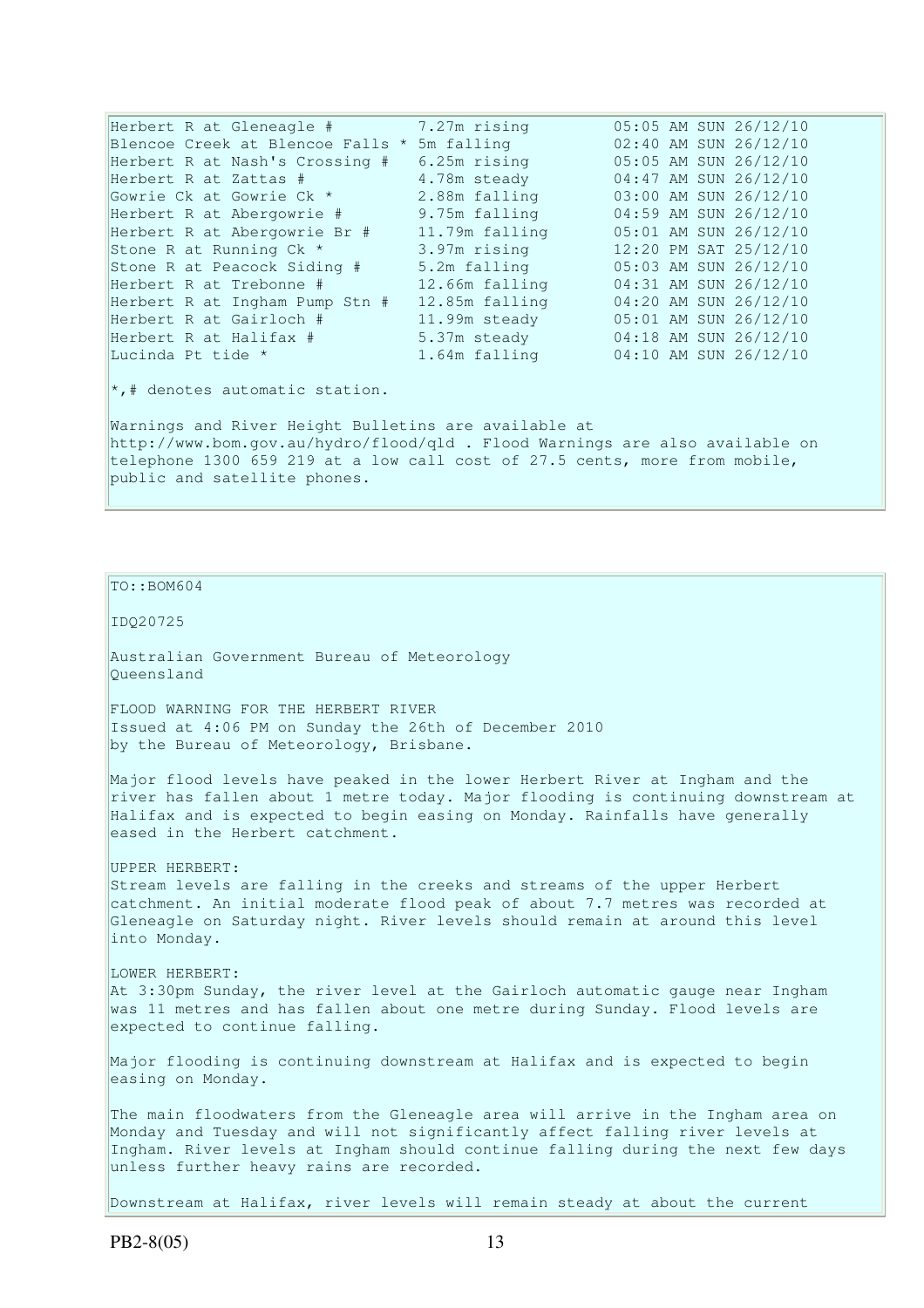| | | |
|---|---|---|
| Herbert R at Gleneagle # | 7.27m rising | 05:05 AM SUN 26/12/10 |
| Blencoe Creek at Blencoe Falls * | 5m falling | 02:40 AM SUN 26/12/10 |
| Herbert R at Nash's Crossing # | 6.25m rising | 05:05 AM SUN 26/12/10 |
| Herbert R at Zattas # | 4.78m steady | 04:47 AM SUN 26/12/10 |
| Gowrie Ck at Gowrie Ck * | 2.88m falling | 03:00 AM SUN 26/12/10 |
| Herbert R at Abergowrie # | 9.75m falling | 04:59 AM SUN 26/12/10 |
| Herbert R at Abergowrie Br # | 11.79m falling | 05:01 AM SUN 26/12/10 |
| Stone R at Running Ck * | 3.97m rising | 12:20 PM SAT 25/12/10 |
| Stone R at Peacock Siding # | 5.2m falling | 05:03 AM SUN 26/12/10 |
| Herbert R at Trebonne # | 12.66m falling | 04:31 AM SUN 26/12/10 |
| Herbert R at Ingham Pump Stn # | 12.85m falling | 04:20 AM SUN 26/12/10 |
| Herbert R at Gairloch # | 11.99m steady | 05:01 AM SUN 26/12/10 |
| Herbert R at Halifax # | 5.37m steady | 04:18 AM SUN 26/12/10 |
| Lucinda Pt tide * | 1.64m falling | 04:10 AM SUN 26/12/10 |

*,# denotes automatic station.

Warnings and River Height Bulletins are available at http://www.bom.gov.au/hydro/flood/qld . Flood Warnings are also available on telephone 1300 659 219 at a low call cost of 27.5 cents, more from mobile, public and satellite phones.

TO::BOM604

IDQ20725

Australian Government Bureau of Meteorology
Queensland

FLOOD WARNING FOR THE HERBERT RIVER
Issued at 4:06 PM on Sunday the 26th of December 2010
by the Bureau of Meteorology, Brisbane.

Major flood levels have peaked in the lower Herbert River at Ingham and the river has fallen about 1 metre today. Major flooding is continuing downstream at Halifax and is expected to begin easing on Monday. Rainfalls have generally eased in the Herbert catchment.

UPPER HERBERT:
Stream levels are falling in the creeks and streams of the upper Herbert catchment. An initial moderate flood peak of about 7.7 metres was recorded at Gleneagle on Saturday night. River levels should remain at around this level into Monday.

LOWER HERBERT:
At 3:30pm Sunday, the river level at the Gairloch automatic gauge near Ingham was 11 metres and has fallen about one metre during Sunday. Flood levels are expected to continue falling.

Major flooding is continuing downstream at Halifax and is expected to begin easing on Monday.

The main floodwaters from the Gleneagle area will arrive in the Ingham area on Monday and Tuesday and will not significantly affect falling river levels at Ingham. River levels at Ingham should continue falling during the next few days unless further heavy rains are recorded.

Downstream at Halifax, river levels will remain steady at about the current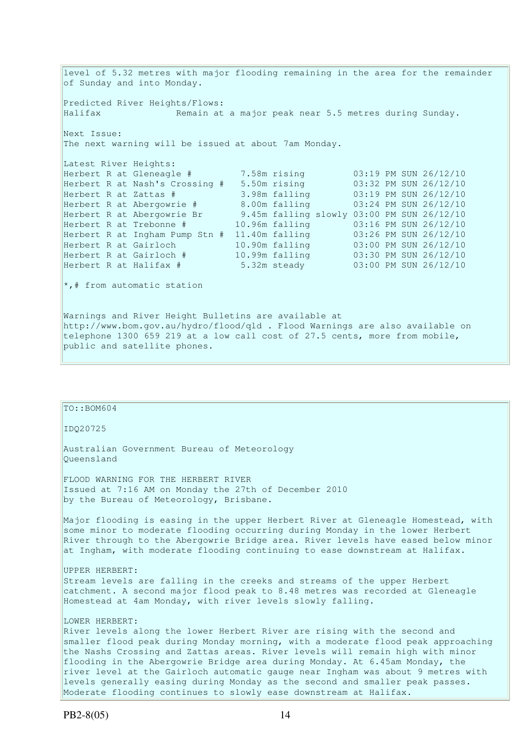level of 5.32 metres with major flooding remaining in the area for the remainder of Sunday and into Monday.

Predicted River Heights/Flows:
Halifax Remain at a major peak near 5.5 metres during Sunday.

Next Issue:
The next warning will be issued at about 7am Monday.

Latest River Heights:

| Location | Height | Trend | Time |
|---|---|---|---|
| Herbert R at Gleneagle # | 7.58m | rising | 03:19 PM SUN 26/12/10 |
| Herbert R at Nash's Crossing # | 5.50m | rising | 03:32 PM SUN 26/12/10 |
| Herbert R at Zattas # | 3.98m | falling | 03:19 PM SUN 26/12/10 |
| Herbert R at Abergowrie # | 8.00m | falling | 03:24 PM SUN 26/12/10 |
| Herbert R at Abergowrie Br | 9.45m | falling slowly | 03:00 PM SUN 26/12/10 |
| Herbert R at Trebonne # | 10.96m | falling | 03:16 PM SUN 26/12/10 |
| Herbert R at Ingham Pump Stn # | 11.40m | falling | 03:26 PM SUN 26/12/10 |
| Herbert R at Gairloch | 10.90m | falling | 03:00 PM SUN 26/12/10 |
| Herbert R at Gairloch # | 10.99m | falling | 03:30 PM SUN 26/12/10 |
| Herbert R at Halifax # | 5.32m | steady | 03:00 PM SUN 26/12/10 |

*,# from automatic station

Warnings and River Height Bulletins are available at http://www.bom.gov.au/hydro/flood/qld . Flood Warnings are also available on telephone 1300 659 219 at a low call cost of 27.5 cents, more from mobile, public and satellite phones.

---

TO::BOM604

IDQ20725

Australian Government Bureau of Meteorology
Queensland

FLOOD WARNING FOR THE HERBERT RIVER
Issued at 7:16 AM on Monday the 27th of December 2010
by the Bureau of Meteorology, Brisbane.

Major flooding is easing in the upper Herbert River at Gleneagle Homestead, with some minor to moderate flooding occurring during Monday in the lower Herbert River through to the Abergowrie Bridge area. River levels have eased below minor at Ingham, with moderate flooding continuing to ease downstream at Halifax.

UPPER HERBERT:
Stream levels are falling in the creeks and streams of the upper Herbert catchment. A second major flood peak to 8.48 metres was recorded at Gleneagle Homestead at 4am Monday, with river levels slowly falling.

LOWER HERBERT:
River levels along the lower Herbert River are rising with the second and smaller flood peak during Monday morning, with a moderate flood peak approaching the Nashs Crossing and Zattas areas. River levels will remain high with minor flooding in the Abergowrie Bridge area during Monday. At 6.45am Monday, the river level at the Gairloch automatic gauge near Ingham was about 9 metres with levels generally easing during Monday as the second and smaller peak passes. Moderate flooding continues to slowly ease downstream at Halifax.

PB2-8(05)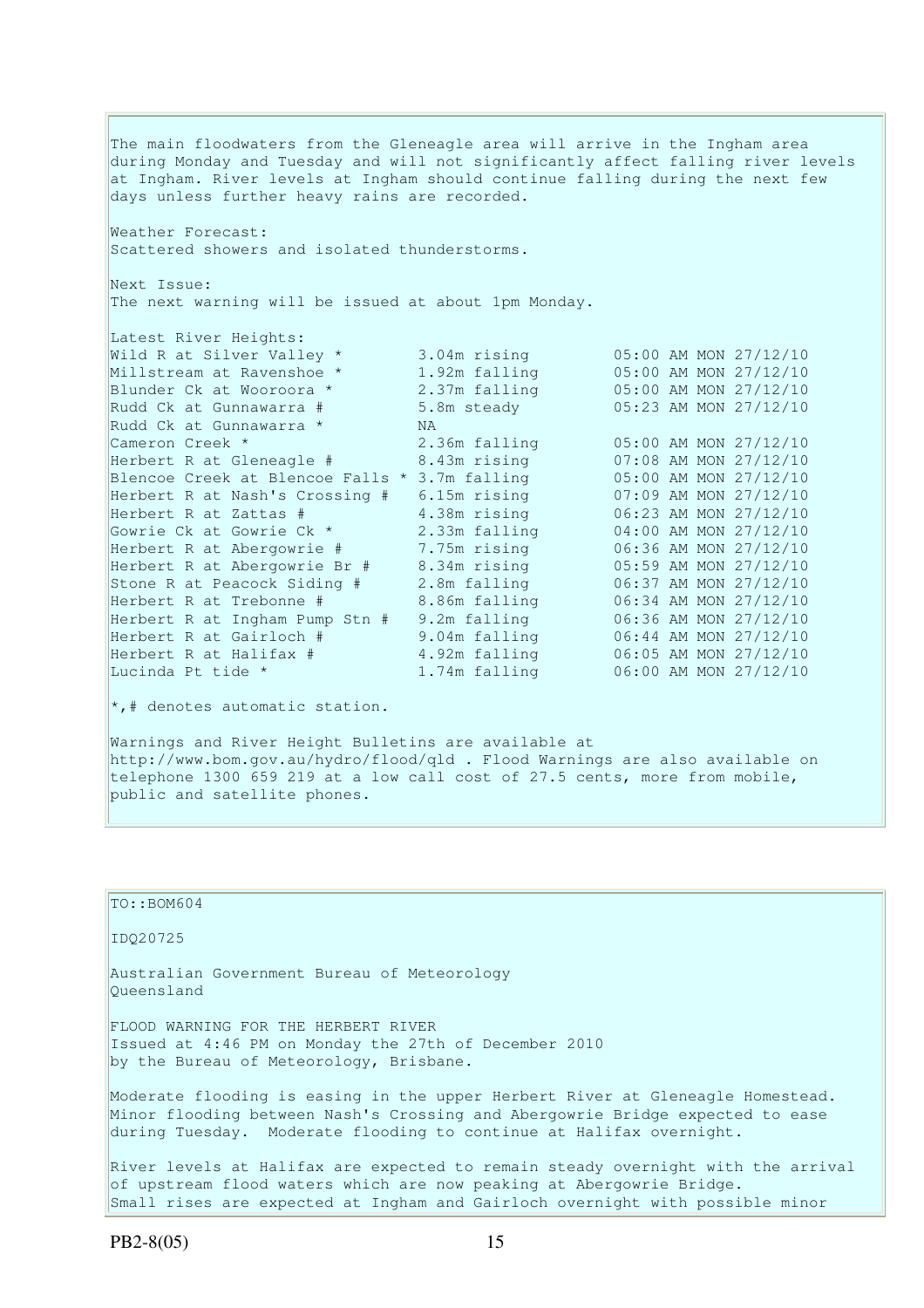The main floodwaters from the Gleneagle area will arrive in the Ingham area during Monday and Tuesday and will not significantly affect falling river levels at Ingham. River levels at Ingham should continue falling during the next few days unless further heavy rains are recorded.

Weather Forecast:
Scattered showers and isolated thunderstorms.

Next Issue:
The next warning will be issued at about 1pm Monday.

Latest River Heights:

| Station | Height | Time |
|---|---|---|
| Wild R at Silver Valley * | 3.04m rising | 05:00 AM MON 27/12/10 |
| Millstream at Ravenshoe * | 1.92m falling | 05:00 AM MON 27/12/10 |
| Blunder Ck at Wooroora * | 2.37m falling | 05:00 AM MON 27/12/10 |
| Rudd Ck at Gunnawarra # | 5.8m steady | 05:23 AM MON 27/12/10 |
| Rudd Ck at Gunnawarra * | NA | |
| Cameron Creek * | 2.36m falling | 05:00 AM MON 27/12/10 |
| Herbert R at Gleneagle # | 8.43m rising | 07:08 AM MON 27/12/10 |
| Blencoe Creek at Blencoe Falls * | 3.7m falling | 05:00 AM MON 27/12/10 |
| Herbert R at Nash's Crossing # | 6.15m rising | 07:09 AM MON 27/12/10 |
| Herbert R at Zattas # | 4.38m rising | 06:23 AM MON 27/12/10 |
| Gowrie Ck at Gowrie Ck * | 2.33m falling | 04:00 AM MON 27/12/10 |
| Herbert R at Abergowrie # | 7.75m rising | 06:36 AM MON 27/12/10 |
| Herbert R at Abergowrie Br # | 8.34m rising | 05:59 AM MON 27/12/10 |
| Stone R at Peacock Siding # | 2.8m falling | 06:37 AM MON 27/12/10 |
| Herbert R at Trebonne # | 8.86m falling | 06:34 AM MON 27/12/10 |
| Herbert R at Ingham Pump Stn # | 9.2m falling | 06:36 AM MON 27/12/10 |
| Herbert R at Gairloch # | 9.04m falling | 06:44 AM MON 27/12/10 |
| Herbert R at Halifax # | 4.92m falling | 06:05 AM MON 27/12/10 |
| Lucinda Pt tide * | 1.74m falling | 06:00 AM MON 27/12/10 |

*,# denotes automatic station.

Warnings and River Height Bulletins are available at http://www.bom.gov.au/hydro/flood/qld . Flood Warnings are also available on telephone 1300 659 219 at a low call cost of 27.5 cents, more from mobile, public and satellite phones.

---

TO::BOM604

IDQ20725

Australian Government Bureau of Meteorology
Queensland

FLOOD WARNING FOR THE HERBERT RIVER
Issued at 4:46 PM on Monday the 27th of December 2010
by the Bureau of Meteorology, Brisbane.

Moderate flooding is easing in the upper Herbert River at Gleneagle Homestead. Minor flooding between Nash's Crossing and Abergowrie Bridge expected to ease during Tuesday. Moderate flooding to continue at Halifax overnight.

River levels at Halifax are expected to remain steady overnight with the arrival of upstream flood waters which are now peaking at Abergowrie Bridge. Small rises are expected at Ingham and Gairloch overnight with possible minor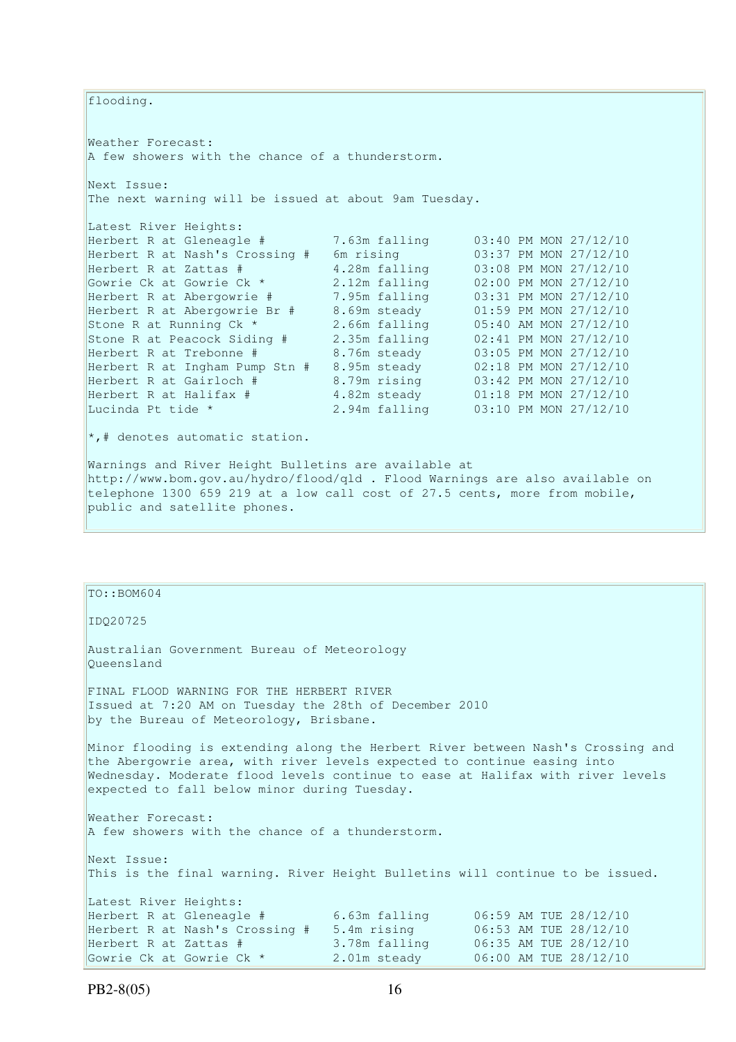flooding.

Weather Forecast:
A few showers with the chance of a thunderstorm.

Next Issue:
The next warning will be issued at about 9am Tuesday.

Latest River Heights:

| Station | Height | Time |
|---|---|---|
| Herbert R at Gleneagle # | 7.63m falling | 03:40 PM MON 27/12/10 |
| Herbert R at Nash's Crossing # | 6m rising | 03:37 PM MON 27/12/10 |
| Herbert R at Zattas # | 4.28m falling | 03:08 PM MON 27/12/10 |
| Gowrie Ck at Gowrie Ck * | 2.12m falling | 02:00 PM MON 27/12/10 |
| Herbert R at Abergowrie # | 7.95m falling | 03:31 PM MON 27/12/10 |
| Herbert R at Abergowrie Br # | 8.69m steady | 01:59 PM MON 27/12/10 |
| Stone R at Running Ck * | 2.66m falling | 05:40 AM MON 27/12/10 |
| Stone R at Peacock Siding # | 2.35m falling | 02:41 PM MON 27/12/10 |
| Herbert R at Trebonne # | 8.76m steady | 03:05 PM MON 27/12/10 |
| Herbert R at Ingham Pump Stn # | 8.95m steady | 02:18 PM MON 27/12/10 |
| Herbert R at Gairloch # | 8.79m rising | 03:42 PM MON 27/12/10 |
| Herbert R at Halifax # | 4.82m steady | 01:18 PM MON 27/12/10 |
| Lucinda Pt tide * | 2.94m falling | 03:10 PM MON 27/12/10 |

*,# denotes automatic station.

Warnings and River Height Bulletins are available at http://www.bom.gov.au/hydro/flood/qld . Flood Warnings are also available on telephone 1300 659 219 at a low call cost of 27.5 cents, more from mobile, public and satellite phones.

---

TO::BOM604

IDQ20725

Australian Government Bureau of Meteorology
Queensland

FINAL FLOOD WARNING FOR THE HERBERT RIVER
Issued at 7:20 AM on Tuesday the 28th of December 2010
by the Bureau of Meteorology, Brisbane.

Minor flooding is extending along the Herbert River between Nash's Crossing and the Abergowrie area, with river levels expected to continue easing into Wednesday. Moderate flood levels continue to ease at Halifax with river levels expected to fall below minor during Tuesday.

Weather Forecast:
A few showers with the chance of a thunderstorm.

Next Issue:
This is the final warning. River Height Bulletins will continue to be issued.

Latest River Heights:

| Station | Height | Time |
|---|---|---|
| Herbert R at Gleneagle # | 6.63m falling | 06:59 AM TUE 28/12/10 |
| Herbert R at Nash's Crossing # | 5.4m rising | 06:53 AM TUE 28/12/10 |
| Herbert R at Zattas # | 3.78m falling | 06:35 AM TUE 28/12/10 |
| Gowrie Ck at Gowrie Ck * | 2.01m steady | 06:00 AM TUE 28/12/10 |

PB2-8(05)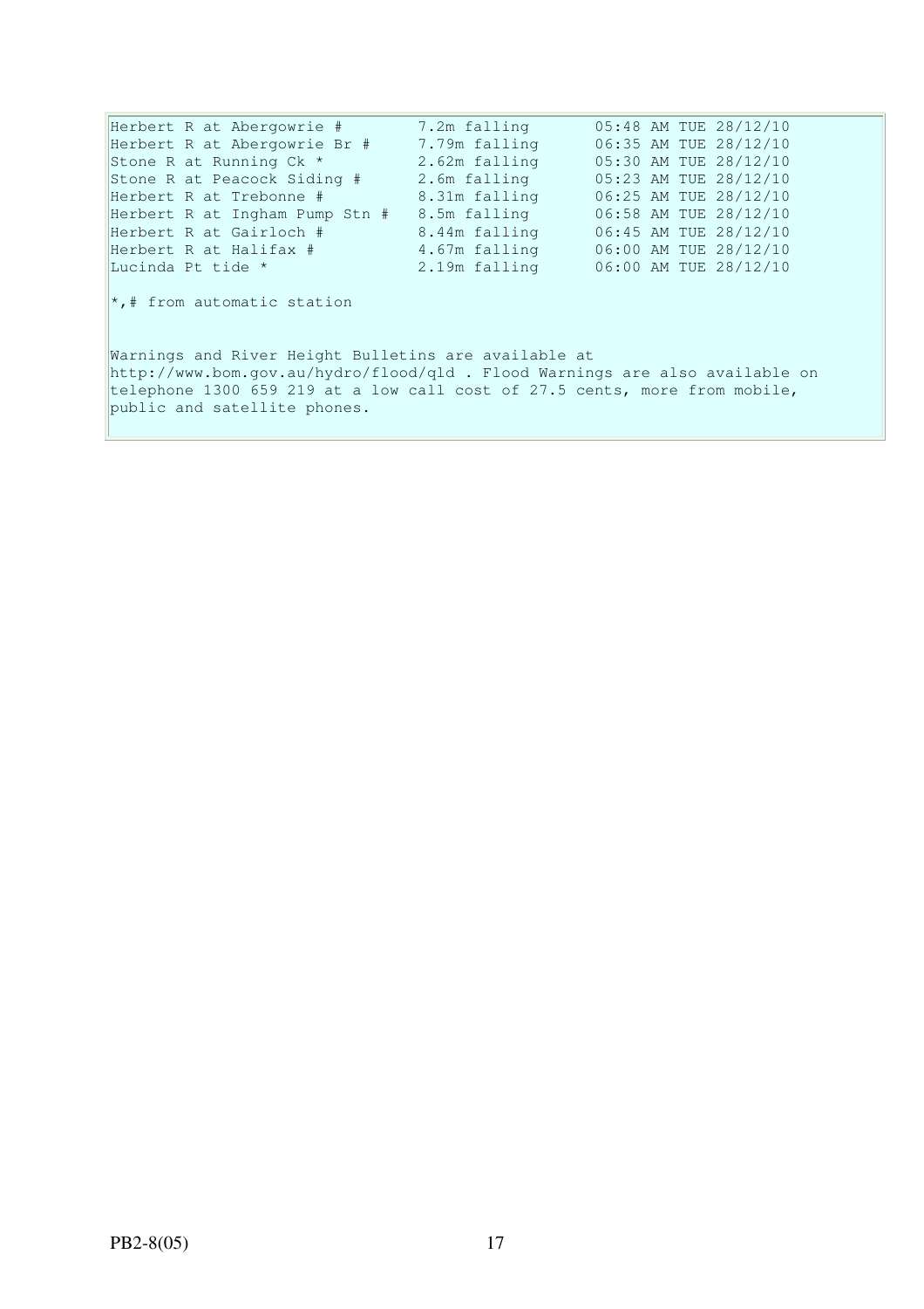| | | |
|---|---|---|
| Herbert R at Abergowrie # | 7.2m falling | 05:48 AM TUE 28/12/10 |
| Herbert R at Abergowrie Br # | 7.79m falling | 06:35 AM TUE 28/12/10 |
| Stone R at Running Ck * | 2.62m falling | 05:30 AM TUE 28/12/10 |
| Stone R at Peacock Siding # | 2.6m falling | 05:23 AM TUE 28/12/10 |
| Herbert R at Trebonne # | 8.31m falling | 06:25 AM TUE 28/12/10 |
| Herbert R at Ingham Pump Stn # | 8.5m falling | 06:58 AM TUE 28/12/10 |
| Herbert R at Gairloch # | 8.44m falling | 06:45 AM TUE 28/12/10 |
| Herbert R at Halifax # | 4.67m falling | 06:00 AM TUE 28/12/10 |
| Lucinda Pt tide * | 2.19m falling | 06:00 AM TUE 28/12/10 |

*,# from automatic station

Warnings and River Height Bulletins are available at http://www.bom.gov.au/hydro/flood/qld . Flood Warnings are also available on telephone 1300 659 219 at a low call cost of 27.5 cents, more from mobile, public and satellite phones.

PB2-8(05)